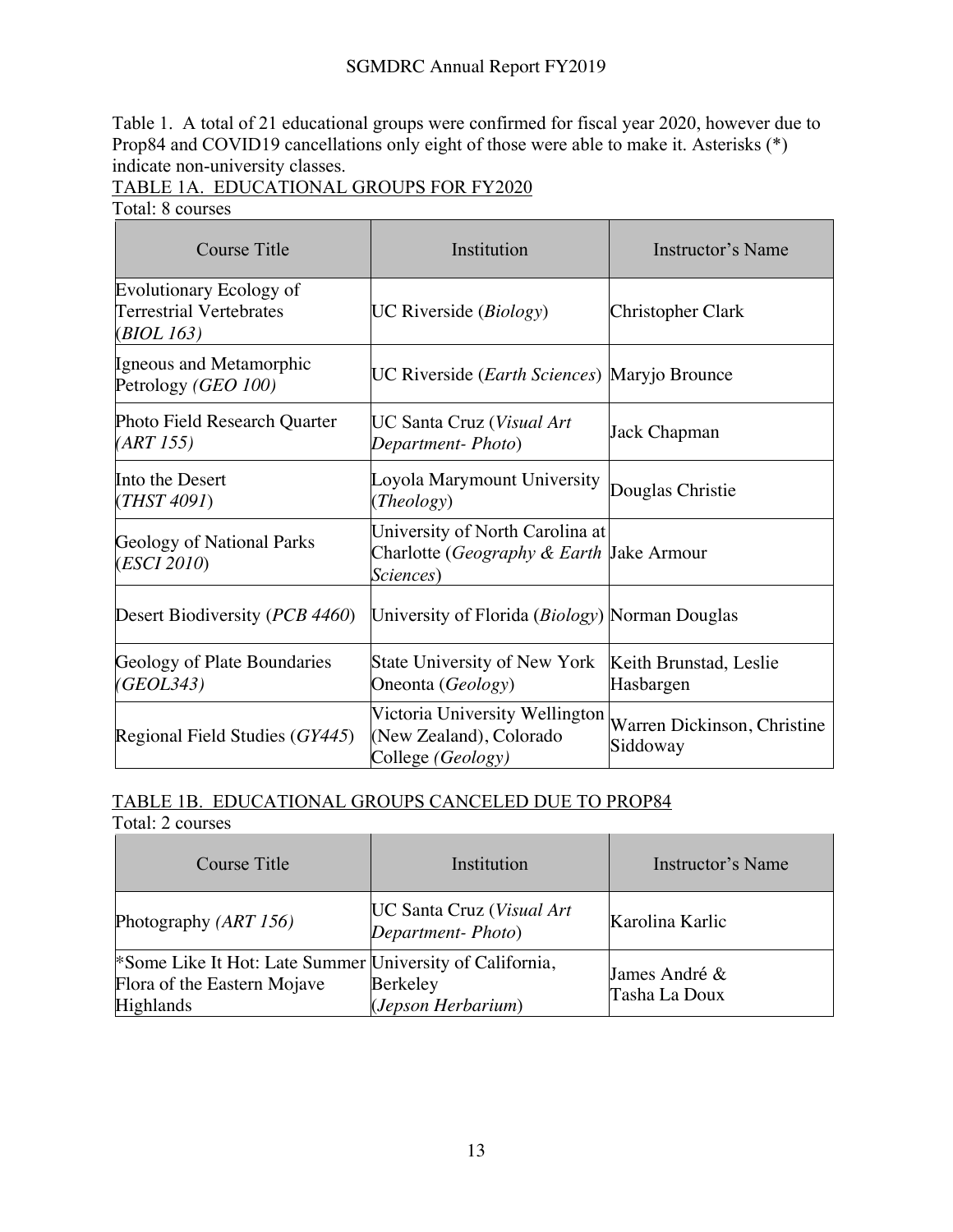Table 1. A total of 21 educational groups were confirmed for fiscal year 2020, however due to Prop84 and COVID19 cancellations only eight of those were able to make it. Asterisks (*) indicate non-university classes.

TABLE 1A. EDUCATIONAL GROUPS FOR FY2020

Total: 8 courses

| Course Title | Institution | Instructor's Name |
|---|---|---|
| Evolutionary Ecology of Terrestrial Vertebrates (*BIOL 163)* | UC Riverside (*Biology*) | Christopher Clark |
| Igneous and Metamorphic Petrology *(GEO 100)* | UC Riverside (*Earth Sciences*) | Maryjo Brounce |
| Photo Field Research Quarter *(ART 155)* | UC Santa Cruz (*Visual Art Department- Photo*) | Jack Chapman |
| Into the Desert (*THST 4091*) | Loyola Marymount University (*Theology*) | Douglas Christie |
| Geology of National Parks (*ESCI 2010*) | University of North Carolina at Charlotte (*Geography & Earth Sciences*) | Jake Armour |
| Desert Biodiversity (*PCB 4460*) | University of Florida (*Biology*) | Norman Douglas |
| Geology of Plate Boundaries *(GEOL343)* | State University of New York Oneonta (*Geology*) | Keith Brunstad, Leslie Hasbargen |
| Regional Field Studies (*GY445*) | Victoria University Wellington (New Zealand), Colorado College *(Geology)* | Warren Dickinson, Christine Siddoway |

TABLE 1B. EDUCATIONAL GROUPS CANCELED DUE TO PROP84

Total: 2 courses

| Course Title | Institution | Instructor's Name |
|---|---|---|
| Photography *(ART 156)* | UC Santa Cruz (*Visual Art Department- Photo*) | Karolina Karlic |
| *Some Like It Hot: Late Summer Flora of the Eastern Mojave Highlands | University of California, Berkeley (*Jepson Herbarium*) | James André & Tasha La Doux |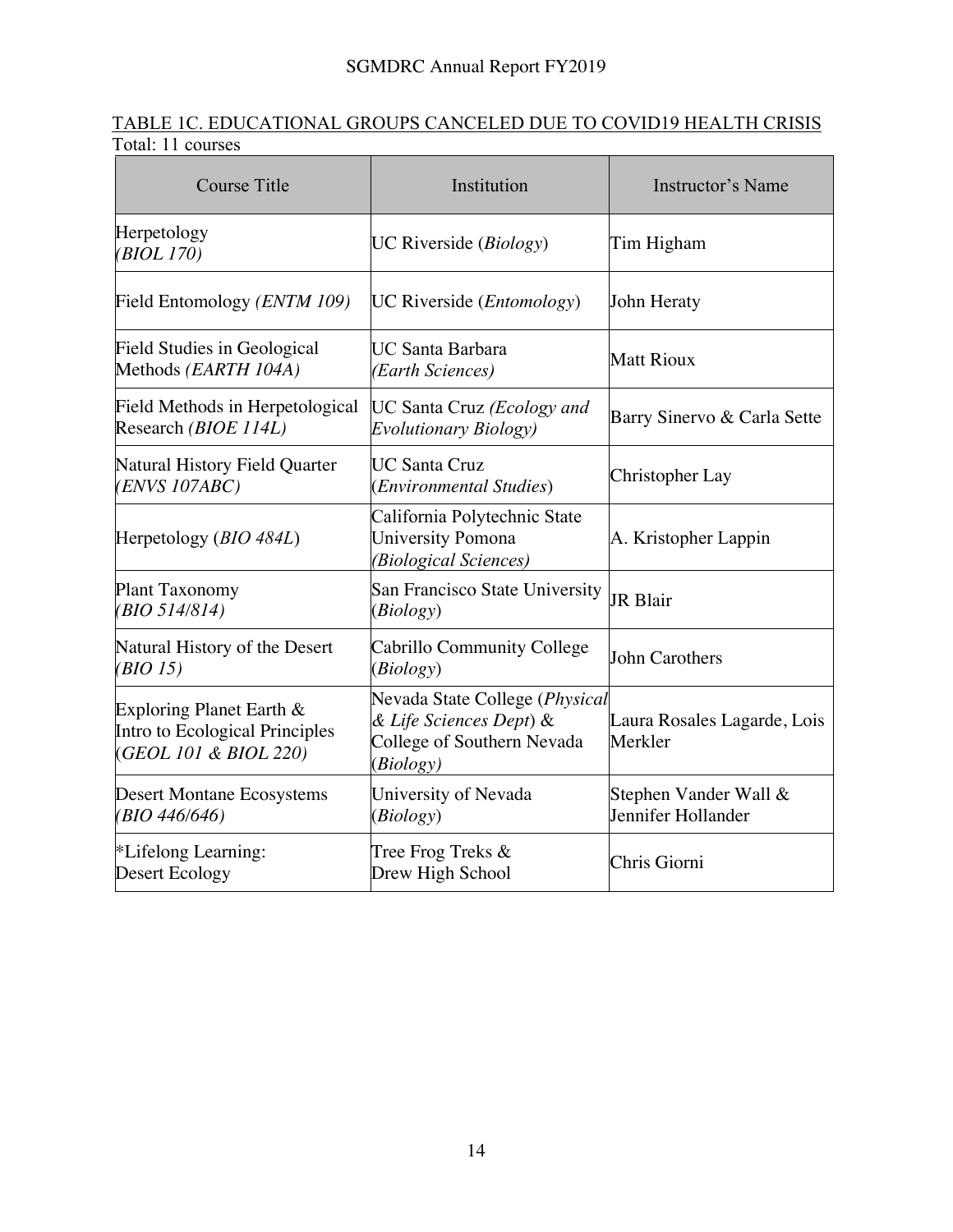TABLE 1C. EDUCATIONAL GROUPS CANCELED DUE TO COVID19 HEALTH CRISIS

Total: 11 courses

| Course Title | Institution | Instructor's Name |
| --- | --- | --- |
| Herpetology *(BIOL 170)* | UC Riverside (*Biology*) | Tim Higham |
| Field Entomology *(ENTM 109)* | UC Riverside (*Entomology*) | John Heraty |
| Field Studies in Geological Methods *(EARTH 104A)* | UC Santa Barbara *(Earth Sciences)* | Matt Rioux |
| Field Methods in Herpetological Research *(BIOE 114L)* | UC Santa Cruz *(Ecology and Evolutionary Biology)* | Barry Sinervo & Carla Sette |
| Natural History Field Quarter *(ENVS 107ABC)* | UC Santa Cruz (*Environmental Studies*) | Christopher Lay |
| Herpetology (*BIO 484L*) | California Polytechnic State University Pomona *(Biological Sciences)* | A. Kristopher Lappin |
| Plant Taxonomy *(BIO 514/814)* | San Francisco State University (*Biology*) | JR Blair |
| Natural History of the Desert *(BIO 15)* | Cabrillo Community College (*Biology*) | John Carothers |
| Exploring Planet Earth & Intro to Ecological Principles (*GEOL 101 & BIOL 220)* | Nevada State College (*Physical & Life Sciences Dept*) & College of Southern Nevada (*Biology)* | Laura Rosales Lagarde, Lois Merkler |
| Desert Montane Ecosystems *(BIO 446/646)* | University of Nevada (*Biology*) | Stephen Vander Wall & Jennifer Hollander |
| *Lifelong Learning: Desert Ecology | Tree Frog Treks & Drew High School | Chris Giorni |